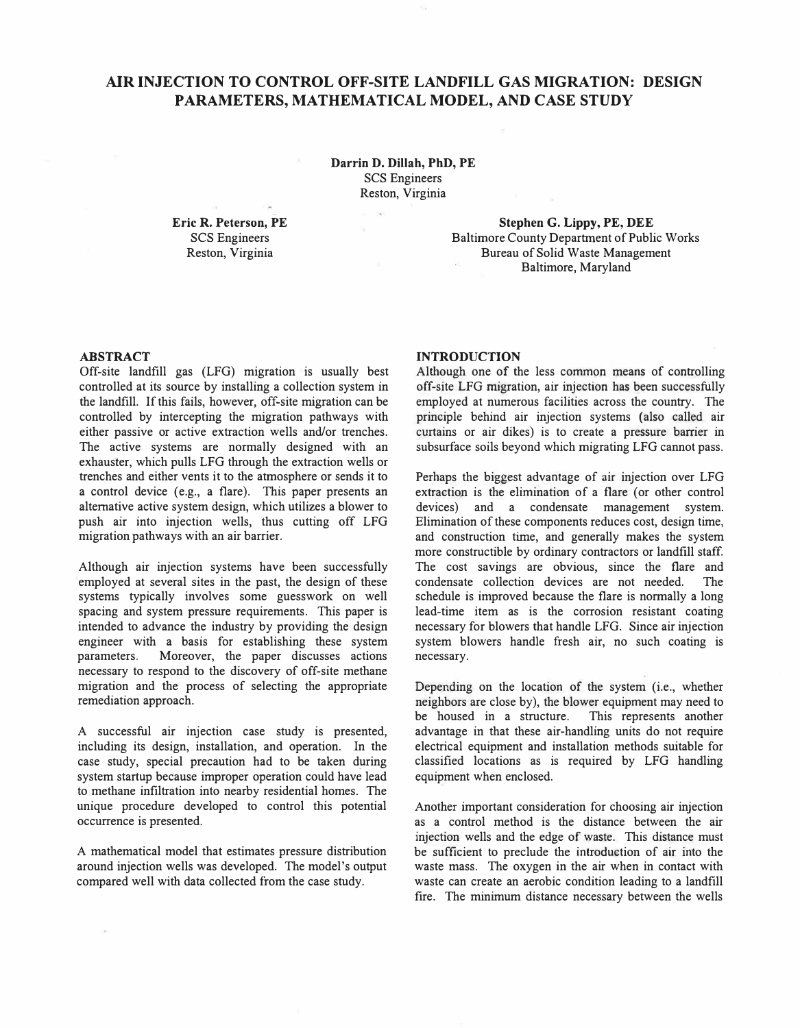# AIR INJECTION TO CONTROL OFF-SITE LANDFILL GAS MIGRATION: DESIGN PARAMETERS, MATHEMATICAL MODEL, AND CASE STUDY

**Darrin D. Dillah, PhD, PE**
SCS Engineers
Reston, Virginia

**Eric R. Peterson, PE**
SCS Engineers
Reston, Virginia

**Stephen G. Lippy, PE, DEE**
Baltimore County Department of Public Works
Bureau of Solid Waste Management
Baltimore, Maryland

## ABSTRACT

Off-site landfill gas (LFG) migration is usually best controlled at its source by installing a collection system in the landfill. If this fails, however, off-site migration can be controlled by intercepting the migration pathways with either passive or active extraction wells and/or trenches. The active systems are normally designed with an exhauster, which pulls LFG through the extraction wells or trenches and either vents it to the atmosphere or sends it to a control device (e.g., a flare). This paper presents an alternative active system design, which utilizes a blower to push air into injection wells, thus cutting off LFG migration pathways with an air barrier.

Although air injection systems have been successfully employed at several sites in the past, the design of these systems typically involves some guesswork on well spacing and system pressure requirements. This paper is intended to advance the industry by providing the design engineer with a basis for establishing these system parameters. Moreover, the paper discusses actions necessary to respond to the discovery of off-site methane migration and the process of selecting the appropriate remediation approach.

A successful air injection case study is presented, including its design, installation, and operation. In the case study, special precaution had to be taken during system startup because improper operation could have lead to methane infiltration into nearby residential homes. The unique procedure developed to control this potential occurrence is presented.

A mathematical model that estimates pressure distribution around injection wells was developed. The model's output compared well with data collected from the case study.

## INTRODUCTION

Although one of the less common means of controlling off-site LFG migration, air injection has been successfully employed at numerous facilities across the country. The principle behind air injection systems (also called air curtains or air dikes) is to create a pressure barrier in subsurface soils beyond which migrating LFG cannot pass.

Perhaps the biggest advantage of air injection over LFG extraction is the elimination of a flare (or other control devices) and a condensate management system. Elimination of these components reduces cost, design time, and construction time, and generally makes the system more constructible by ordinary contractors or landfill staff. The cost savings are obvious, since the flare and condensate collection devices are not needed. The schedule is improved because the flare is normally a long lead-time item as is the corrosion resistant coating necessary for blowers that handle LFG. Since air injection system blowers handle fresh air, no such coating is necessary.

Depending on the location of the system (i.e., whether neighbors are close by), the blower equipment may need to be housed in a structure. This represents another advantage in that these air-handling units do not require electrical equipment and installation methods suitable for classified locations as is required by LFG handling equipment when enclosed.

Another important consideration for choosing air injection as a control method is the distance between the air injection wells and the edge of waste. This distance must be sufficient to preclude the introduction of air into the waste mass. The oxygen in the air when in contact with waste can create an aerobic condition leading to a landfill fire. The minimum distance necessary between the wells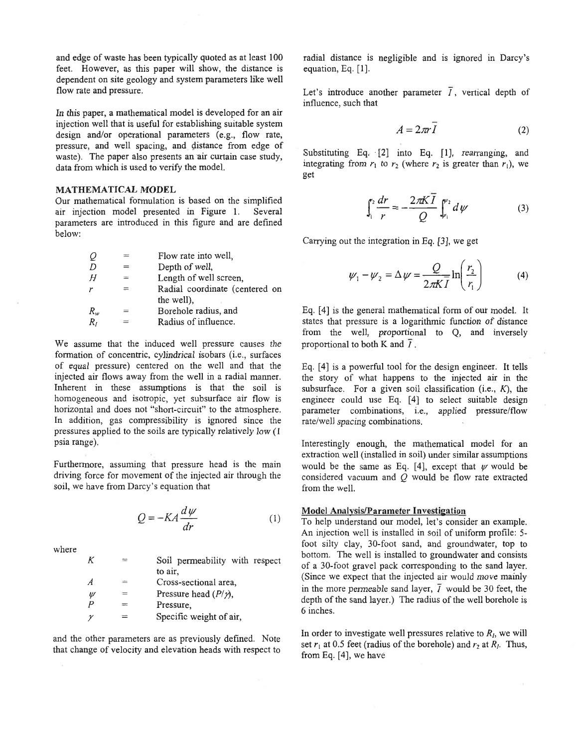and edge of waste has been typically quoted as at least 100 feet. However, as this paper will show, the distance is dependent on site geology and system parameters like well flow rate and pressure.

In this paper, a mathematical model is developed for an air injection well that is useful for establishing suitable system design and/or operational parameters (e.g., flow rate, pressure, and well spacing, and distance from edge of waste). The paper also presents an air curtain case study, data from which is used to verify the model.

## MATHEMATICAL MODEL

Our mathematical formulation is based on the simplified air injection model presented in Figure 1. Several parameters are introduced in this figure and are defined below:

| | | |
|---|---|---|
| $Q$ | = | Flow rate into well, |
| $D$ | = | Depth of well, |
| $H$ | = | Length of well screen, |
| $r$ | = | Radial coordinate (centered on the well), |
| $R_w$ | = | Borehole radius, and |
| $R_I$ | = | Radius of influence. |

We assume that the induced well pressure causes the formation of concentric, cylindrical isobars (i.e., surfaces of equal pressure) centered on the well and that the injected air flows away from the well in a radial manner. Inherent in these assumptions is that the soil is homogeneous and isotropic, yet subsurface air flow is horizontal and does not "short-circuit" to the atmosphere. In addition, gas compressibility is ignored since the pressures applied to the soils are typically relatively low (1 psia range).

Furthermore, assuming that pressure head is the main driving force for movement of the injected air through the soil, we have from Darcy's equation that

$$Q = -KA\frac{d\psi}{dr} \tag{1}$$

where

| | | |
|---|---|---|
| $K$ | = | Soil permeability with respect to air, |
| $A$ | = | Cross-sectional area, |
| $\psi$ | = | Pressure head ($P/\gamma$), |
| $P$ | = | Pressure, |
| $\gamma$ | = | Specific weight of air, |

and the other parameters are as previously defined. Note that change of velocity and elevation heads with respect to radial distance is negligible and is ignored in Darcy's equation, Eq. [1].

Let's introduce another parameter $\bar{I}$, vertical depth of influence, such that

$$A = 2\pi r\bar{I} \tag{2}$$

Substituting Eq. [2] into Eq. [1], rearranging, and integrating from $r_1$ to $r_2$ (where $r_2$ is greater than $r_1$), we get

$$\int_{r_1}^{r_2}\frac{dr}{r} = -\frac{2\pi K\bar{I}}{Q}\int_{\psi_1}^{\psi_2}d\psi \tag{3}$$

Carrying out the integration in Eq. [3], we get

$$\psi_1 - \psi_2 = \Delta\psi = \frac{Q}{2\pi K\bar{I}}\ln\left(\frac{r_2}{r_1}\right) \tag{4}$$

Eq. [4] is the general mathematical form of our model. It states that pressure is a logarithmic function of distance from the well, proportional to Q, and inversely proportional to both K and $\bar{I}$.

Eq. [4] is a powerful tool for the design engineer. It tells the story of what happens to the injected air in the subsurface. For a given soil classification (i.e., $K$), the engineer could use Eq. [4] to select suitable design parameter combinations, i.e., applied pressure/flow rate/well spacing combinations.

Interestingly enough, the mathematical model for an extraction well (installed in soil) under similar assumptions would be the same as Eq. [4], except that $\psi$ would be considered vacuum and $Q$ would be flow rate extracted from the well.

### Model Analysis/Parameter Investigation

To help understand our model, let's consider an example. An injection well is installed in soil of uniform profile: 5-foot silty clay, 30-foot sand, and groundwater, top to bottom. The well is installed to groundwater and consists of a 30-foot gravel pack corresponding to the sand layer. (Since we expect that the injected air would move mainly in the more permeable sand layer, $\bar{I}$ would be 30 feet, the depth of the sand layer.) The radius of the well borehole is 6 inches.

In order to investigate well pressures relative to $R_I$, we will set $r_1$ at 0.5 feet (radius of the borehole) and $r_2$ at $R_I$. Thus, from Eq. [4], we have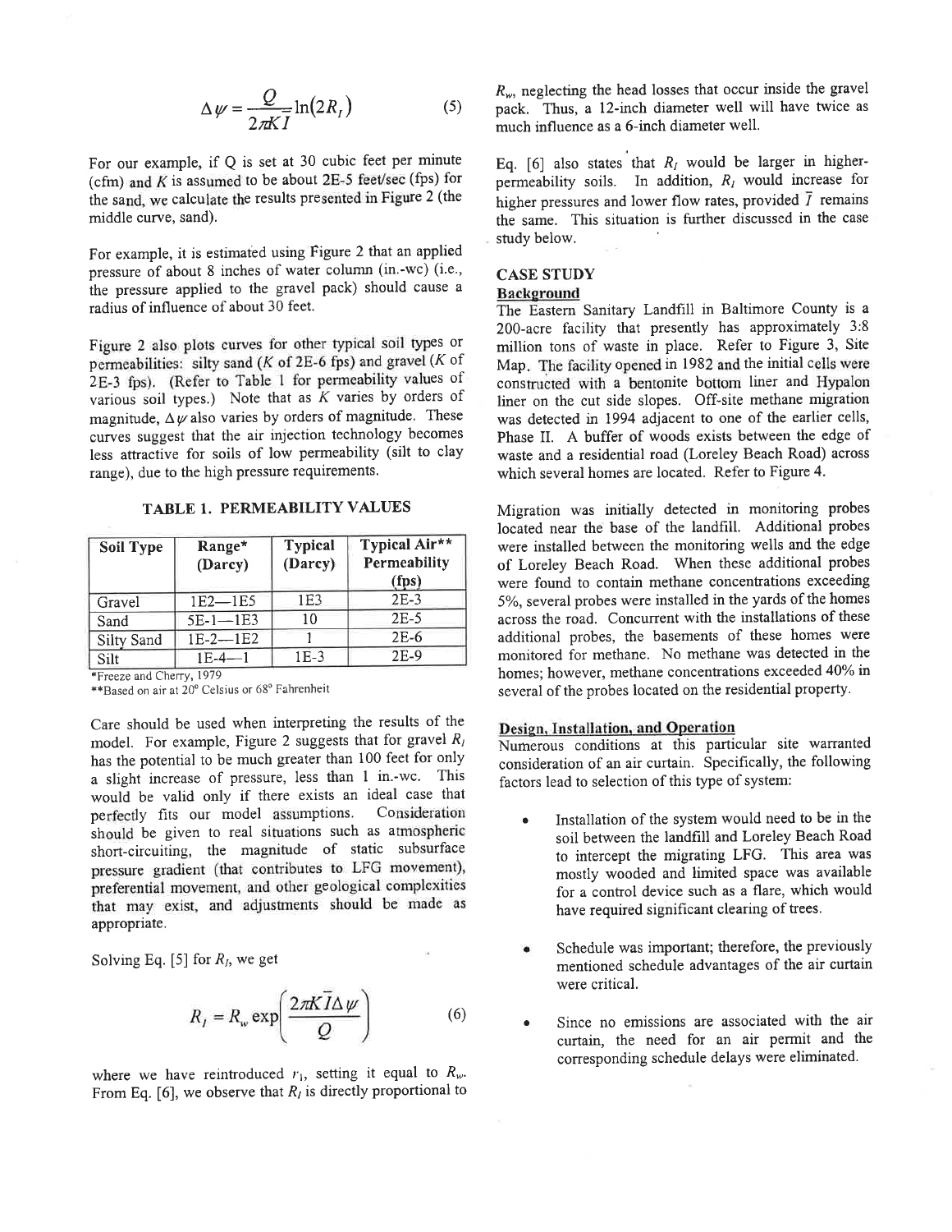$$\Delta\psi = \frac{Q}{2\pi K \bar{I}} \ln(2R_I) \tag{5}$$

For our example, if Q is set at 30 cubic feet per minute (cfm) and $K$ is assumed to be about 2E-5 feet/sec (fps) for the sand, we calculate the results presented in Figure 2 (the middle curve, sand).

For example, it is estimated using Figure 2 that an applied pressure of about 8 inches of water column (in.-wc) (i.e., the pressure applied to the gravel pack) should cause a radius of influence of about 30 feet.

Figure 2 also plots curves for other typical soil types or permeabilities: silty sand ($K$ of 2E-6 fps) and gravel ($K$ of 2E-3 fps). (Refer to Table 1 for permeability values of various soil types.) Note that as $K$ varies by orders of magnitude, $\Delta\psi$ also varies by orders of magnitude. These curves suggest that the air injection technology becomes less attractive for soils of low permeability (silt to clay range), due to the high pressure requirements.

**TABLE 1. PERMEABILITY VALUES**

| Soil Type | Range* (Darcy) | Typical (Darcy) | Typical Air** Permeability (fps) |
|---|---|---|---|
| Gravel | 1E2—1E5 | 1E3 | 2E-3 |
| Sand | 5E-1—1E3 | 10 | 2E-5 |
| Silty Sand | 1E-2—1E2 | 1 | 2E-6 |
| Silt | 1E-4—1 | 1E-3 | 2E-9 |

*Freeze and Cherry, 1979
**Based on air at 20° Celsius or 68° Fahrenheit

Care should be used when interpreting the results of the model. For example, Figure 2 suggests that for gravel $R_I$ has the potential to be much greater than 100 feet for only a slight increase of pressure, less than 1 in.-wc. This would be valid only if there exists an ideal case that perfectly fits our model assumptions. Consideration should be given to real situations such as atmospheric short-circuiting, the magnitude of static subsurface pressure gradient (that contributes to LFG movement), preferential movement, and other geological complexities that may exist, and adjustments should be made as appropriate.

Solving Eq. [5] for $R_I$, we get

$$R_I = R_w \exp\left(\frac{2\pi K \bar{I} \Delta\psi}{Q}\right) \tag{6}$$

where we have reintroduced $r_1$, setting it equal to $R_w$. From Eq. [6], we observe that $R_I$ is directly proportional to $R_w$, neglecting the head losses that occur inside the gravel pack. Thus, a 12-inch diameter well will have twice as much influence as a 6-inch diameter well.

Eq. [6] also states that $R_I$ would be larger in higher-permeability soils. In addition, $R_I$ would increase for higher pressures and lower flow rates, provided $\bar{I}$ remains the same. This situation is further discussed in the case study below.

## CASE STUDY

### Background

The Eastern Sanitary Landfill in Baltimore County is a 200-acre facility that presently has approximately 3.8 million tons of waste in place. Refer to Figure 3, Site Map. The facility opened in 1982 and the initial cells were constructed with a bentonite bottom liner and Hypalon liner on the cut side slopes. Off-site methane migration was detected in 1994 adjacent to one of the earlier cells, Phase II. A buffer of woods exists between the edge of waste and a residential road (Loreley Beach Road) across which several homes are located. Refer to Figure 4.

Migration was initially detected in monitoring probes located near the base of the landfill. Additional probes were installed between the monitoring wells and the edge of Loreley Beach Road. When these additional probes were found to contain methane concentrations exceeding 5%, several probes were installed in the yards of the homes across the road. Concurrent with the installations of these additional probes, the basements of these homes were monitored for methane. No methane was detected in the homes; however, methane concentrations exceeded 40% in several of the probes located on the residential property.

### Design, Installation, and Operation

Numerous conditions at this particular site warranted consideration of an air curtain. Specifically, the following factors lead to selection of this type of system:

- Installation of the system would need to be in the soil between the landfill and Loreley Beach Road to intercept the migrating LFG. This area was mostly wooded and limited space was available for a control device such as a flare, which would have required significant clearing of trees.

- Schedule was important; therefore, the previously mentioned schedule advantages of the air curtain were critical.

- Since no emissions are associated with the air curtain, the need for an air permit and the corresponding schedule delays were eliminated.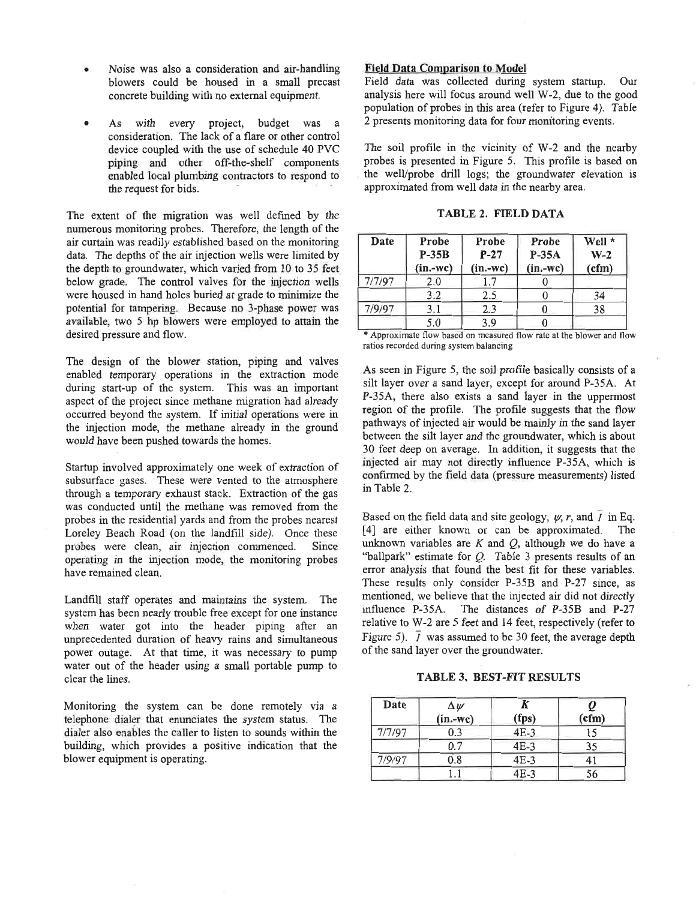- Noise was also a consideration and air-handling blowers could be housed in a small precast concrete building with no external equipment.

- As with every project, budget was a consideration. The lack of a flare or other control device coupled with the use of schedule 40 PVC piping and other off-the-shelf components enabled local plumbing contractors to respond to the request for bids.

The extent of the migration was well defined by the numerous monitoring probes. Therefore, the length of the air curtain was readily established based on the monitoring data. The depths of the air injection wells were limited by the depth to groundwater, which varied from 10 to 35 feet below grade. The control valves for the injection wells were housed in hand holes buried at grade to minimize the potential for tampering. Because no 3-phase power was available, two 5 hp blowers were employed to attain the desired pressure and flow.

The design of the blower station, piping and valves enabled temporary operations in the extraction mode during start-up of the system. This was an important aspect of the project since methane migration had already occurred beyond the system. If initial operations were in the injection mode, the methane already in the ground would have been pushed towards the homes.

Startup involved approximately one week of extraction of subsurface gases. These were vented to the atmosphere through a temporary exhaust stack. Extraction of the gas was conducted until the methane was removed from the probes in the residential yards and from the probes nearest Loreley Beach Road (on the landfill side). Once these probes were clean, air injection commenced. Since operating in the injection mode, the monitoring probes have remained clean.

Landfill staff operates and maintains the system. The system has been nearly trouble free except for one instance when water got into the header piping after an unprecedented duration of heavy rains and simultaneous power outage. At that time, it was necessary to pump water out of the header using a small portable pump to clear the lines.

Monitoring the system can be done remotely via a telephone dialer that enunciates the system status. The dialer also enables the caller to listen to sounds within the building, which provides a positive indication that the blower equipment is operating.

## Field Data Comparison to Model

Field data was collected during system startup. Our analysis here will focus around well W-2, due to the good population of probes in this area (refer to Figure 4). Table 2 presents monitoring data for four monitoring events.

The soil profile in the vicinity of W-2 and the nearby probes is presented in Figure 5. This profile is based on the well/probe drill logs; the groundwater elevation is approximated from well data in the nearby area.

**TABLE 2. FIELD DATA**

| Date | Probe P-35B (in.-wc) | Probe P-27 (in.-wc) | Probe P-35A (in.-wc) | Well * W-2 (cfm) |
|---|---|---|---|---|
| 7/7/97 | 2.0 | 1.7 | 0 | |
| | 3.2 | 2.5 | 0 | 34 |
| 7/9/97 | 3.1 | 2.3 | 0 | 38 |
| | 5.0 | 3.9 | 0 | |

\* Approximate flow based on measured flow rate at the blower and flow ratios recorded during system balancing

As seen in Figure 5, the soil profile basically consists of a silt layer over a sand layer, except for around P-35A. At P-35A, there also exists a sand layer in the uppermost region of the profile. The profile suggests that the flow pathways of injected air would be mainly in the sand layer between the silt layer and the groundwater, which is about 30 feet deep on average. In addition, it suggests that the injected air may not directly influence P-35A, which is confirmed by the field data (pressure measurements) listed in Table 2.

Based on the field data and site geology, $\psi$, $r$, and $\bar{l}$ in Eq. [4] are either known or can be approximated. The unknown variables are $K$ and $Q$, although we do have a "ballpark" estimate for $Q$. Table 3 presents results of an error analysis that found the best fit for these variables. These results only consider P-35B and P-27 since, as mentioned, we believe that the injected air did not directly influence P-35A. The distances of P-35B and P-27 relative to W-2 are 5 feet and 14 feet, respectively (refer to Figure 5). $\bar{l}$ was assumed to be 30 feet, the average depth of the sand layer over the groundwater.

**TABLE 3. BEST-FIT RESULTS**

| Date | $\Delta\psi$ (in.-wc) | $K$ (fps) | $Q$ (cfm) |
|---|---|---|---|
| 7/7/97 | 0.3 | 4E-3 | 15 |
| | 0.7 | 4E-3 | 35 |
| 7/9/97 | 0.8 | 4E-3 | 41 |
| | 1.1 | 4E-3 | 56 |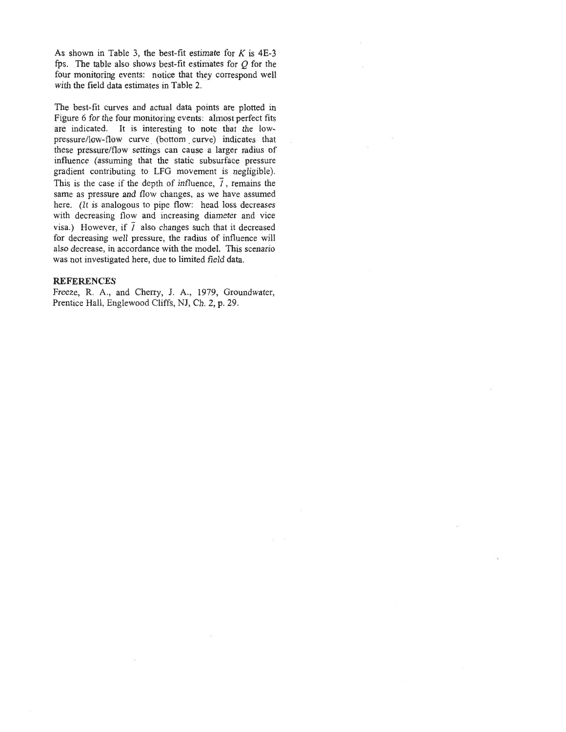As shown in Table 3, the best-fit estimate for $K$ is 4E-3 fps. The table also shows best-fit estimates for $Q$ for the four monitoring events: notice that they correspond well with the field data estimates in Table 2.

The best-fit curves and actual data points are plotted in Figure 6 for the four monitoring events: almost perfect fits are indicated. It is interesting to note that the low-pressure/low-flow curve (bottom curve) indicates that these pressure/flow settings can cause a larger radius of influence (assuming that the static subsurface pressure gradient contributing to LFG movement is negligible). This is the case if the depth of influence, $\bar{l}$, remains the same as pressure and flow changes, as we have assumed here. (It is analogous to pipe flow: head loss decreases with decreasing flow and increasing diameter and vice visa.) However, if $\bar{l}$ also changes such that it decreased for decreasing well pressure, the radius of influence will also decrease, in accordance with the model. This scenario was not investigated here, due to limited field data.

**REFERENCES**

Freeze, R. A., and Cherry, J. A., 1979, Groundwater, Prentice Hall, Englewood Cliffs, NJ, Ch. 2, p. 29.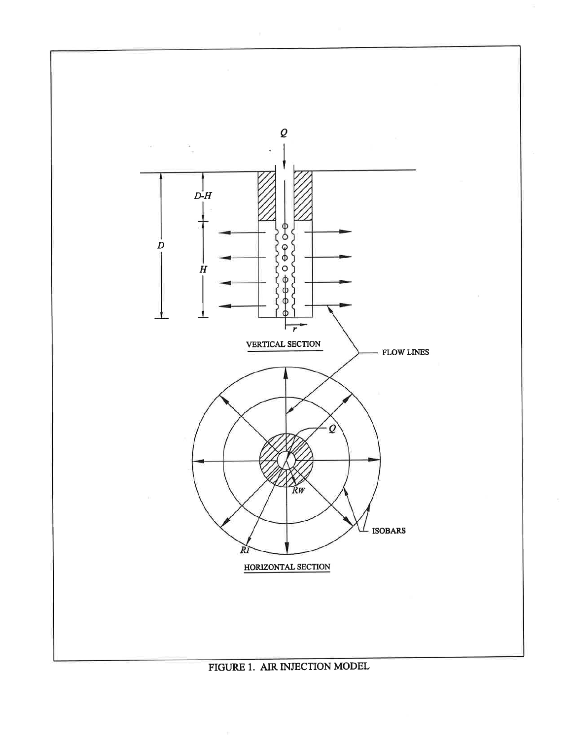FIGURE 1. AIR INJECTION MODEL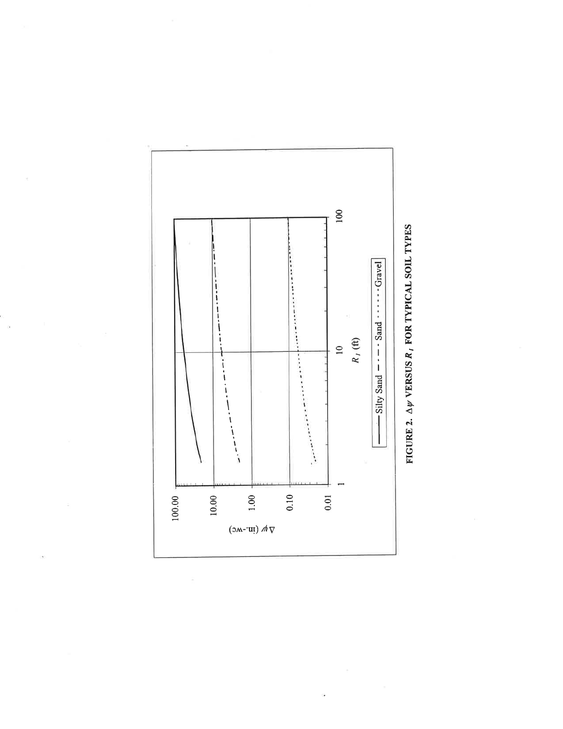FIGURE 2. $\Delta\psi$ VERSUS $R_I$ FOR TYPICAL SOIL TYPES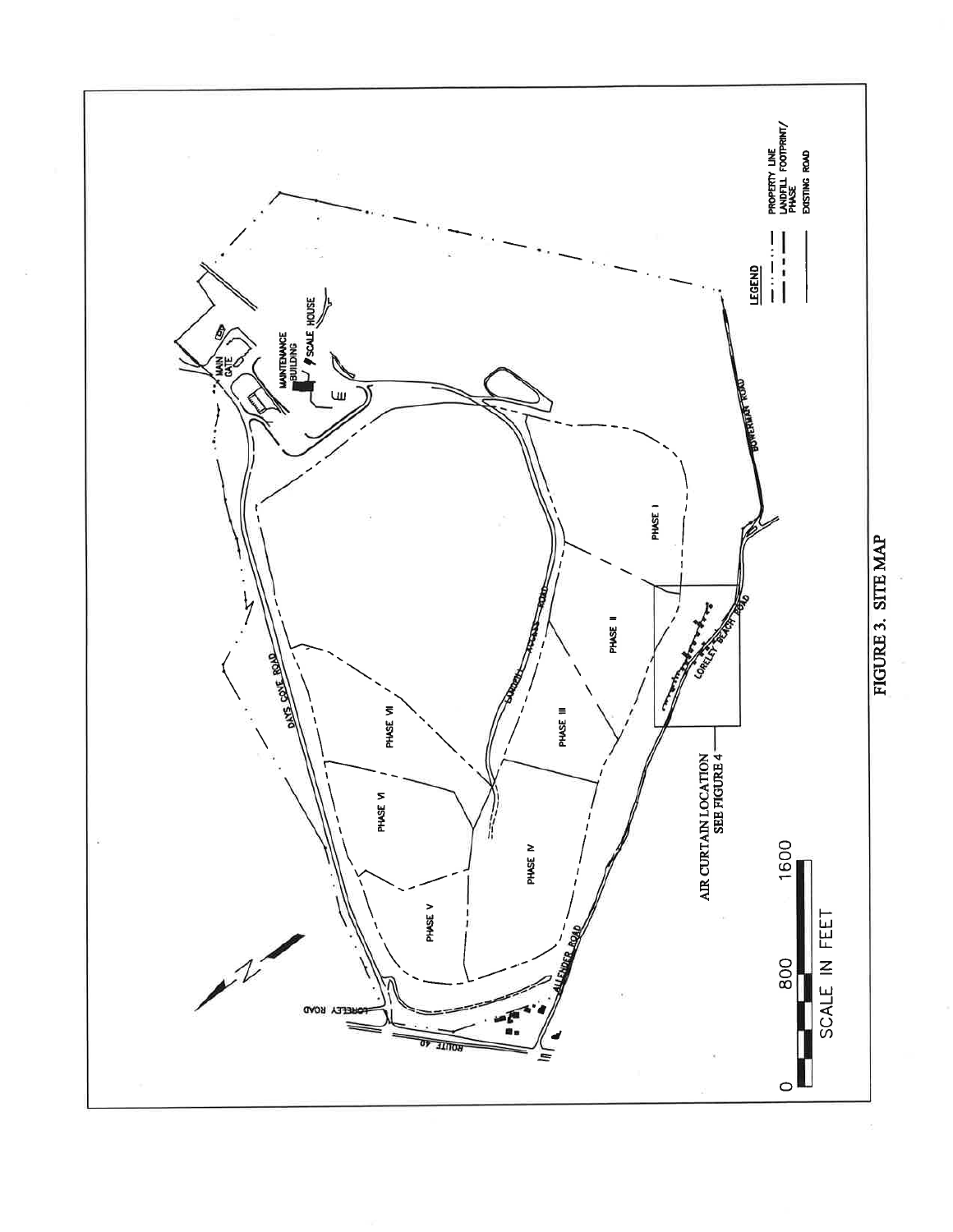FIGURE 3. SITE MAP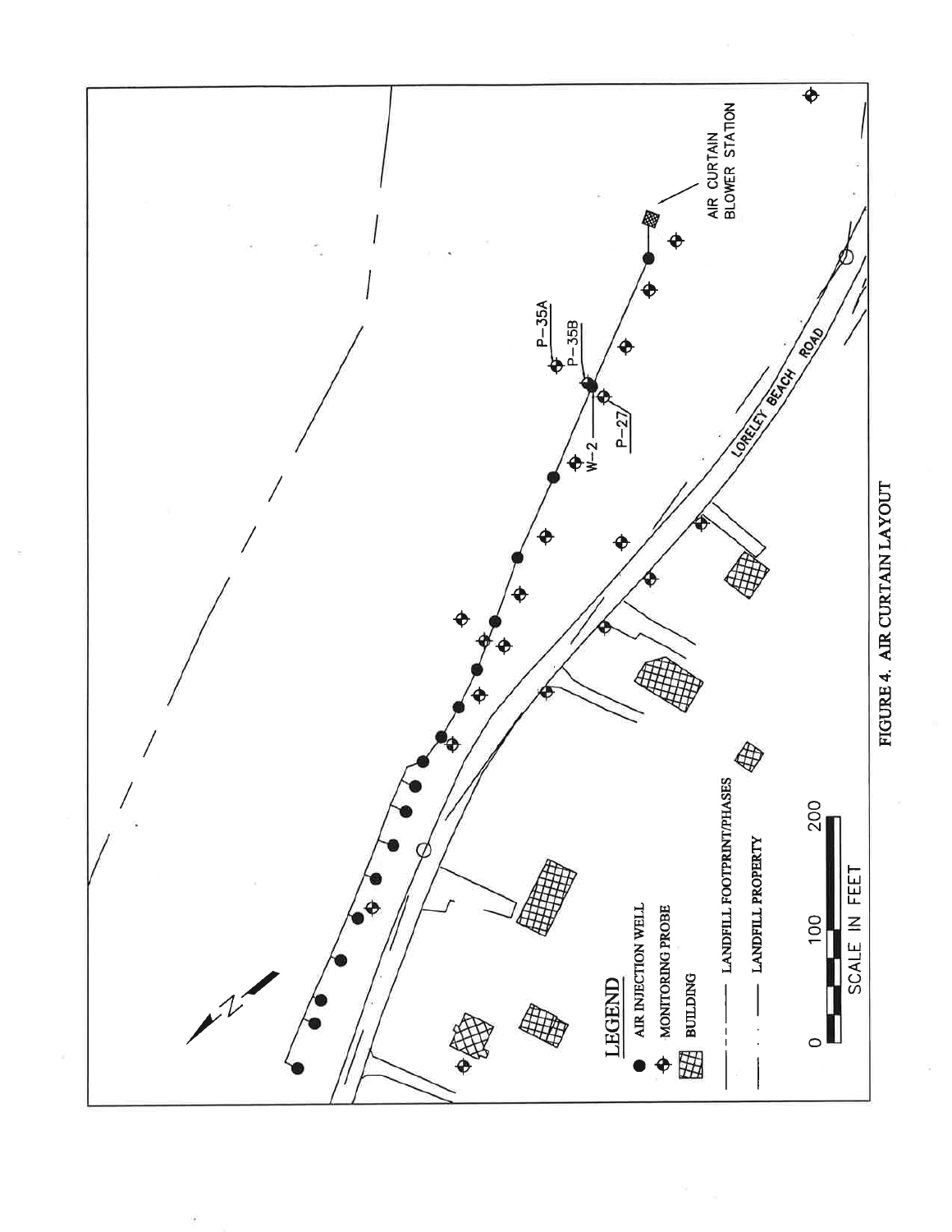FIGURE 4. AIR CURTAIN LAYOUT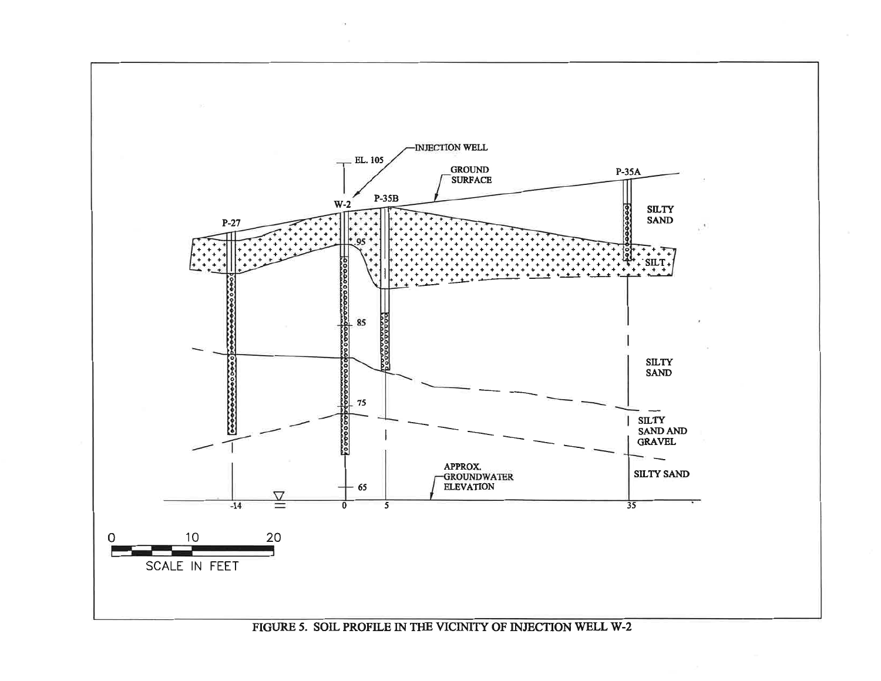INJECTION WELL

EL. 105

GROUND SURFACE

W-2

P-35B

P-35A

P-27

SILTY SAND

SILT

95

85

SILTY SAND

75

SILTY SAND AND GRAVEL

SILTY SAND

65

APPROX. GROUNDWATER ELEVATION

-14

0

5

35

0 10 20

SCALE IN FEET

FIGURE 5. SOIL PROFILE IN THE VICINITY OF INJECTION WELL W-2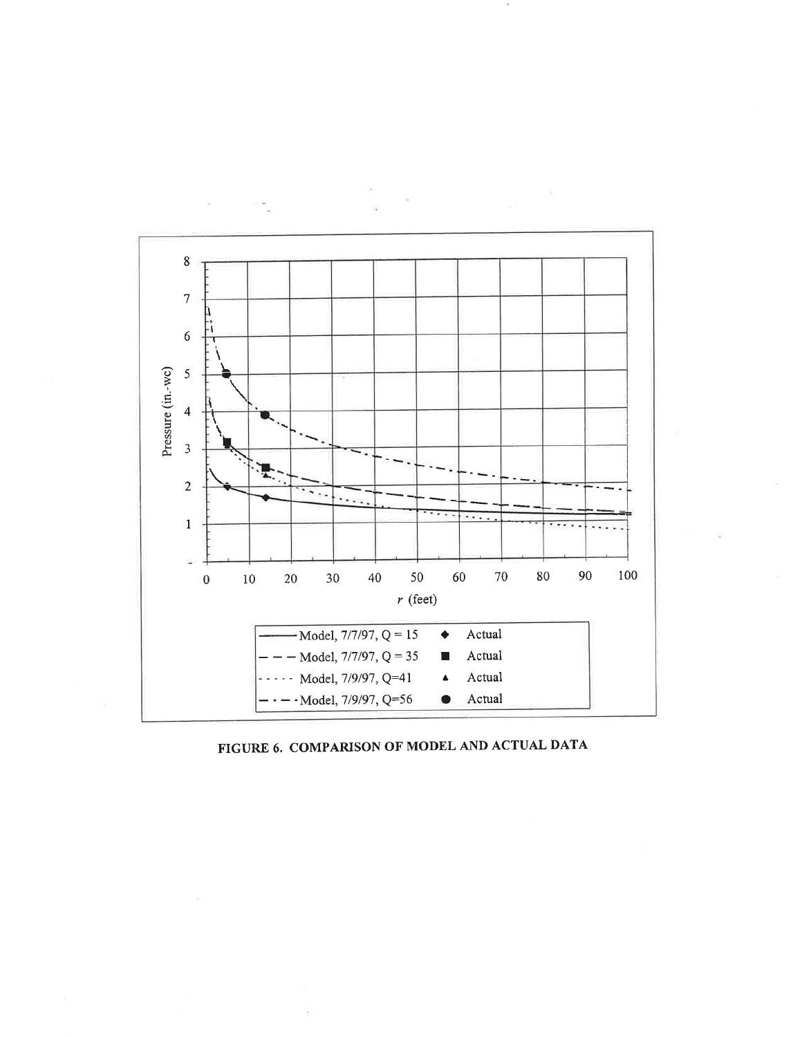8
7
6
5
4
3
2
1
-

0 10 20 30 40 50 60 70 80 90 100

Pressure (in.-wc)

*r* (feet)

Model, 7/7/97, Q = 15 ◆ Actual

Model, 7/7/97, Q = 35 ■ Actual

Model, 7/9/97, Q=41 ▲ Actual

Model, 7/9/97, Q=56 ● Actual

**FIGURE 6. COMPARISON OF MODEL AND ACTUAL DATA**